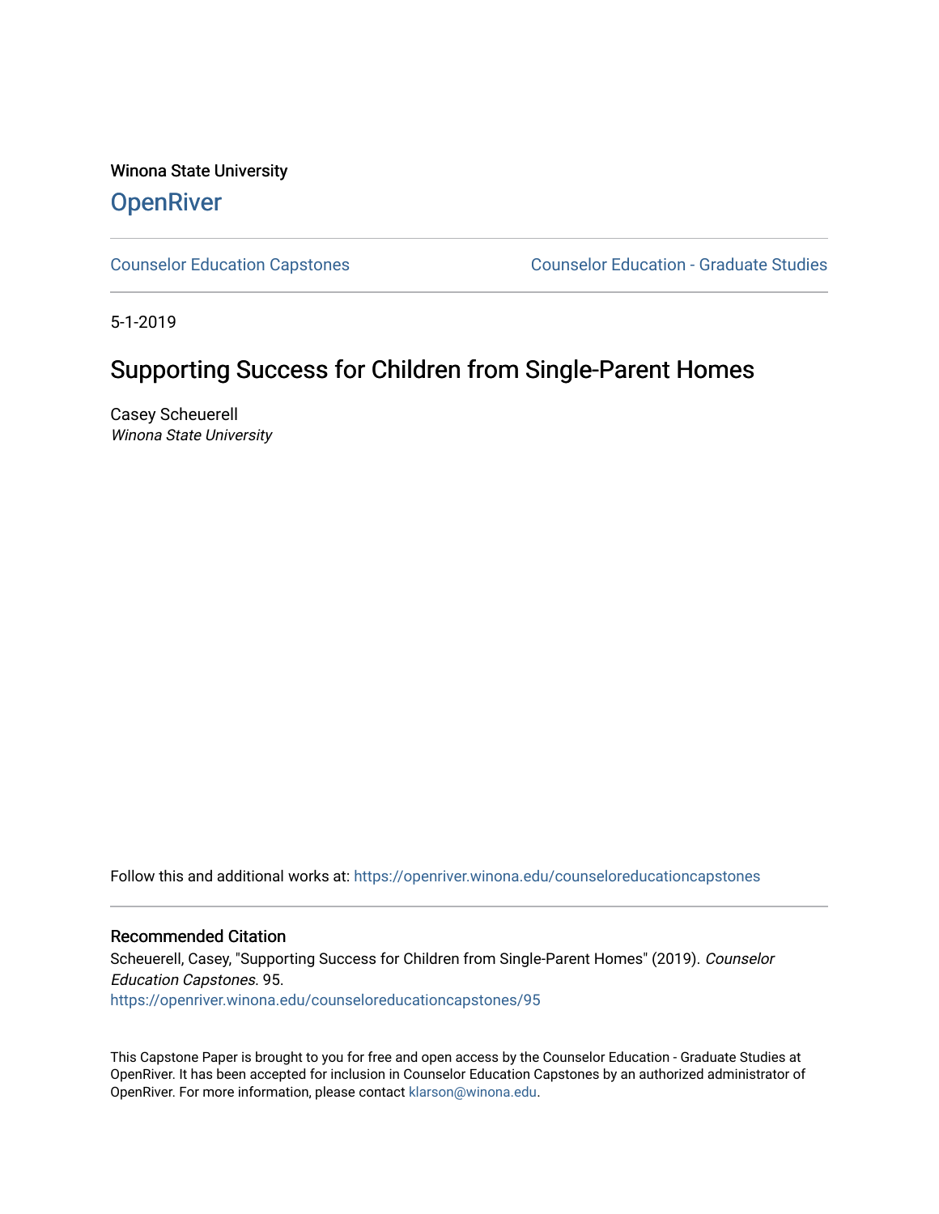Winona State University

# OpenRiver

Counselor Education Capstones | Counselor Education - Graduate Studies

5-1-2019

## Supporting Success for Children from Single-Parent Homes

Casey Scheuerell
*Winona State University*

Follow this and additional works at: https://openriver.winona.edu/counseloreducationcapstones

### Recommended Citation

Scheuerell, Casey, "Supporting Success for Children from Single-Parent Homes" (2019). *Counselor Education Capstones*. 95.
https://openriver.winona.edu/counseloreducationcapstones/95

This Capstone Paper is brought to you for free and open access by the Counselor Education - Graduate Studies at OpenRiver. It has been accepted for inclusion in Counselor Education Capstones by an authorized administrator of OpenRiver. For more information, please contact klarson@winona.edu.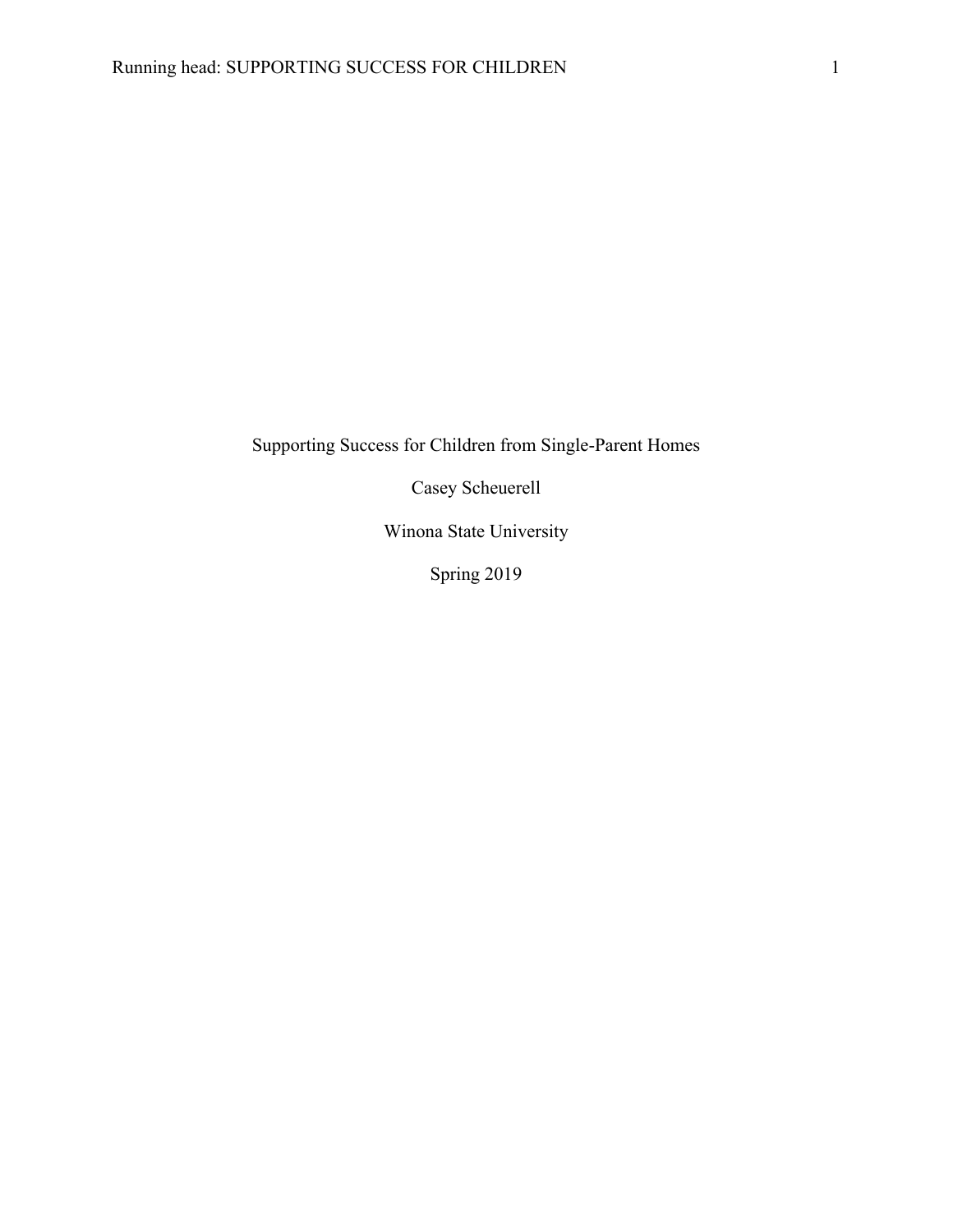# Supporting Success for Children from Single-Parent Homes

Casey Scheuerell

Winona State University

Spring 2019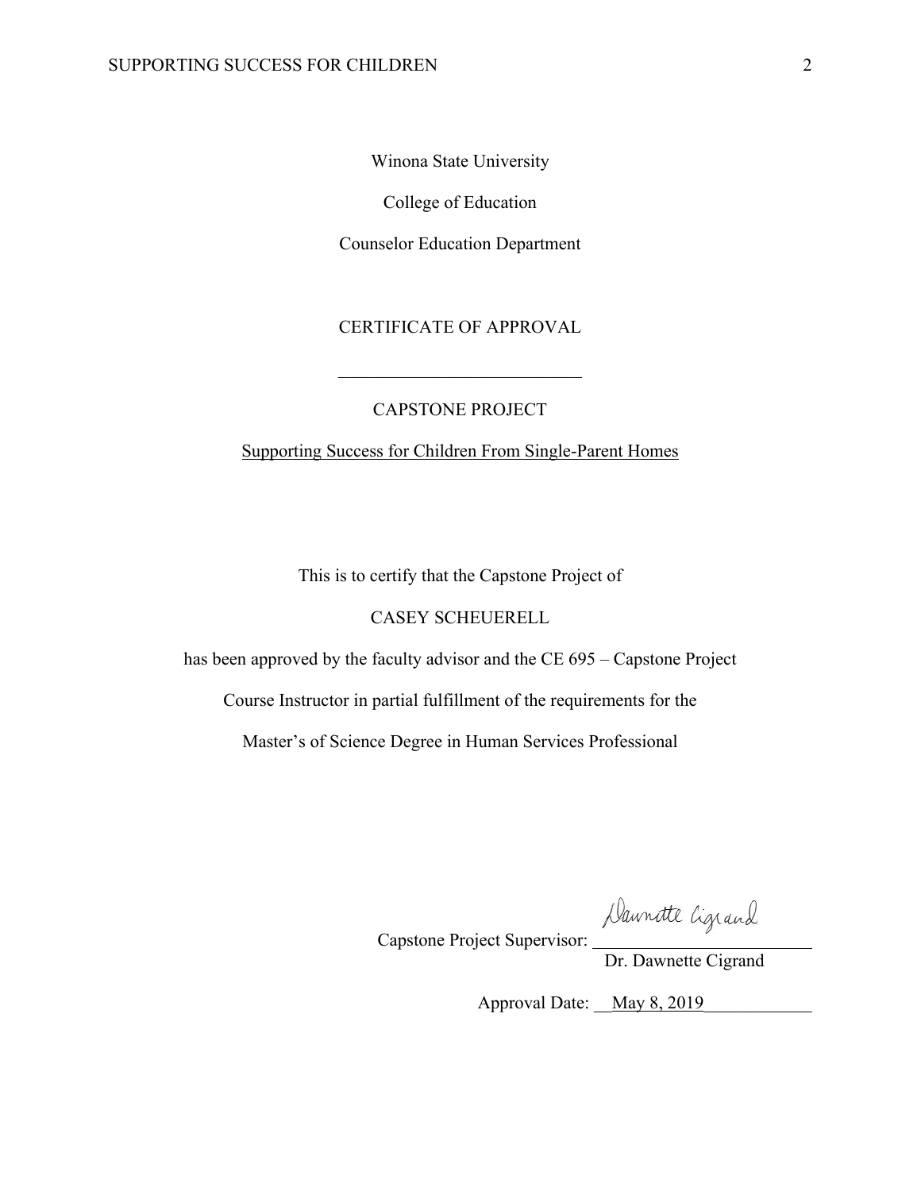Winona State University

College of Education

Counselor Education Department

CERTIFICATE OF APPROVAL

---

CAPSTONE PROJECT

Supporting Success for Children From Single-Parent Homes

This is to certify that the Capstone Project of

CASEY SCHEUERELL

has been approved by the faculty advisor and the CE 695 – Capstone Project

Course Instructor in partial fulfillment of the requirements for the

Master's of Science Degree in Human Services Professional

Capstone Project Supervisor: Dawnette Cigrand

Dr. Dawnette Cigrand

Approval Date: May 8, 2019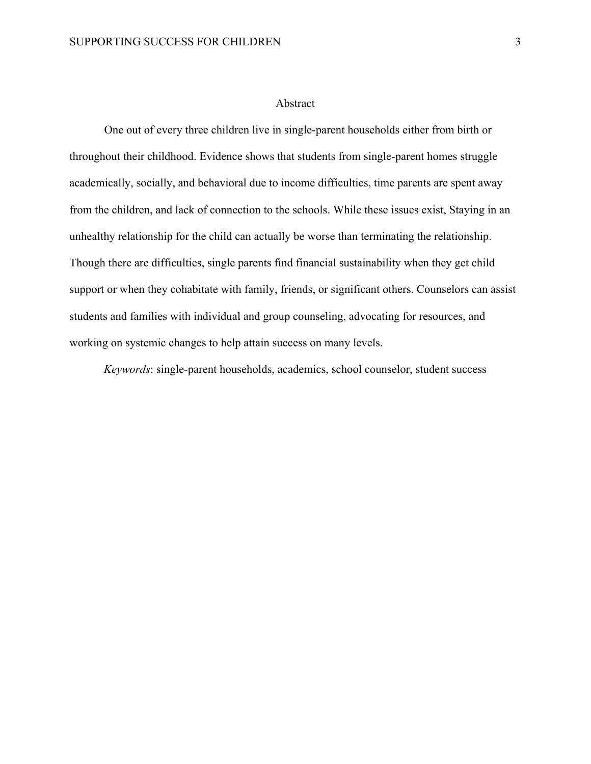# Abstract

One out of every three children live in single-parent households either from birth or throughout their childhood. Evidence shows that students from single-parent homes struggle academically, socially, and behavioral due to income difficulties, time parents are spent away from the children, and lack of connection to the schools. While these issues exist, Staying in an unhealthy relationship for the child can actually be worse than terminating the relationship. Though there are difficulties, single parents find financial sustainability when they get child support or when they cohabitate with family, friends, or significant others. Counselors can assist students and families with individual and group counseling, advocating for resources, and working on systemic changes to help attain success on many levels.

*Keywords*: single-parent households, academics, school counselor, student success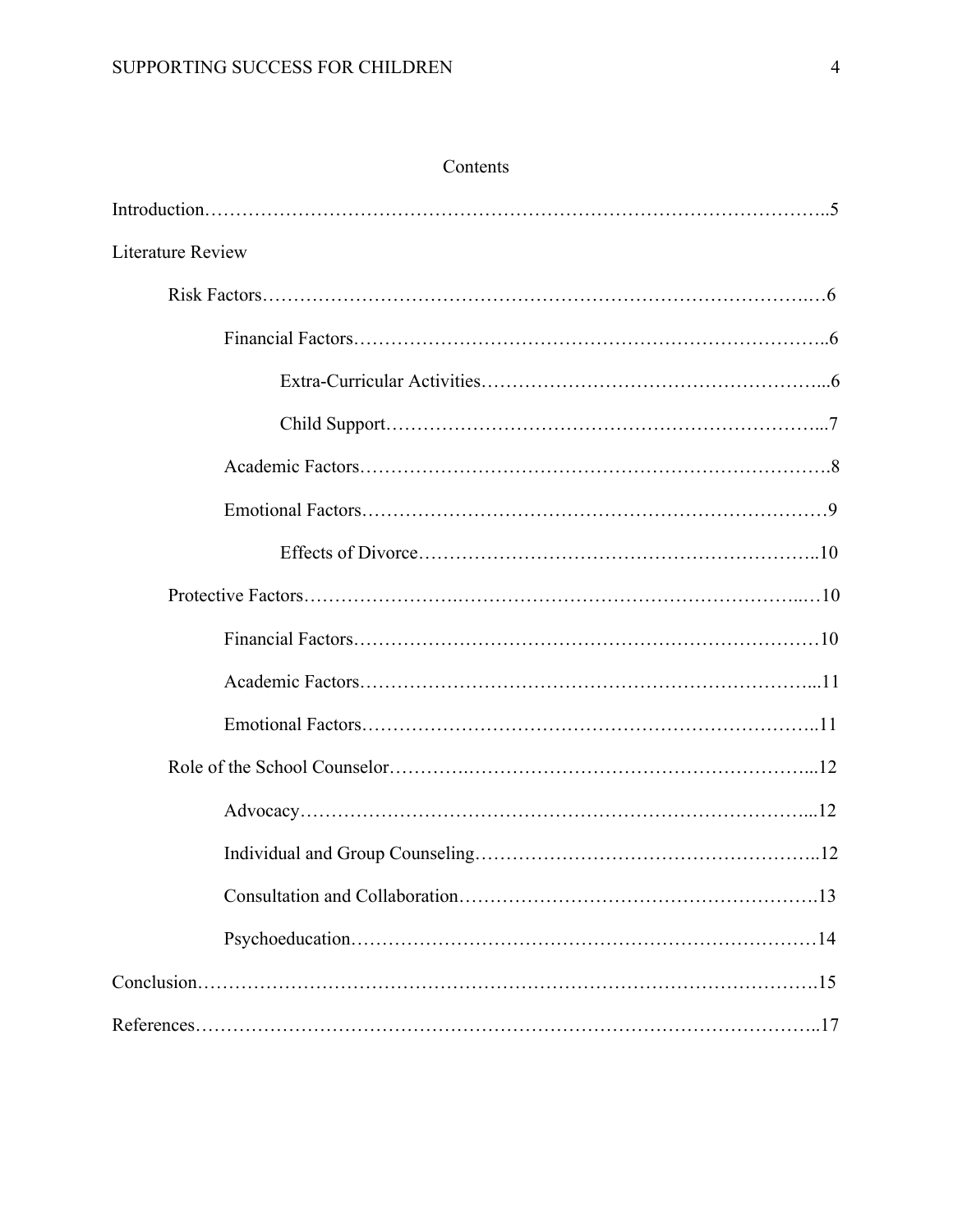# Contents

Introduction……………………………………………………………………………………..5

Literature Review

- Risk Factors……………………………………………………………………………6
  - Financial Factors………………………………………………………………..6
    - Extra-Curricular Activities……………………………………………...6
    - Child Support…………………………………………………………...7
  - Academic Factors……………………………………………………………….8
  - Emotional Factors………………………………………………………………9
    - Effects of Divorce……………………………………………………..10
- Protective Factors………………………………………………………………...10
  - Financial Factors………………………………………………………………10
  - Academic Factors……………………………………………………………...11
  - Emotional Factors……………………………………………………………..11
- Role of the School Counselor……………………………………………………...12
  - Advocacy……………………………………………………………………...12
  - Individual and Group Counseling……………………………………………..12
  - Consultation and Collaboration……………………………………………….13
  - Psychoeducation………………………………………………………………14

Conclusion……………………………………………………………………………………15

References……………………………………………………………………………………..17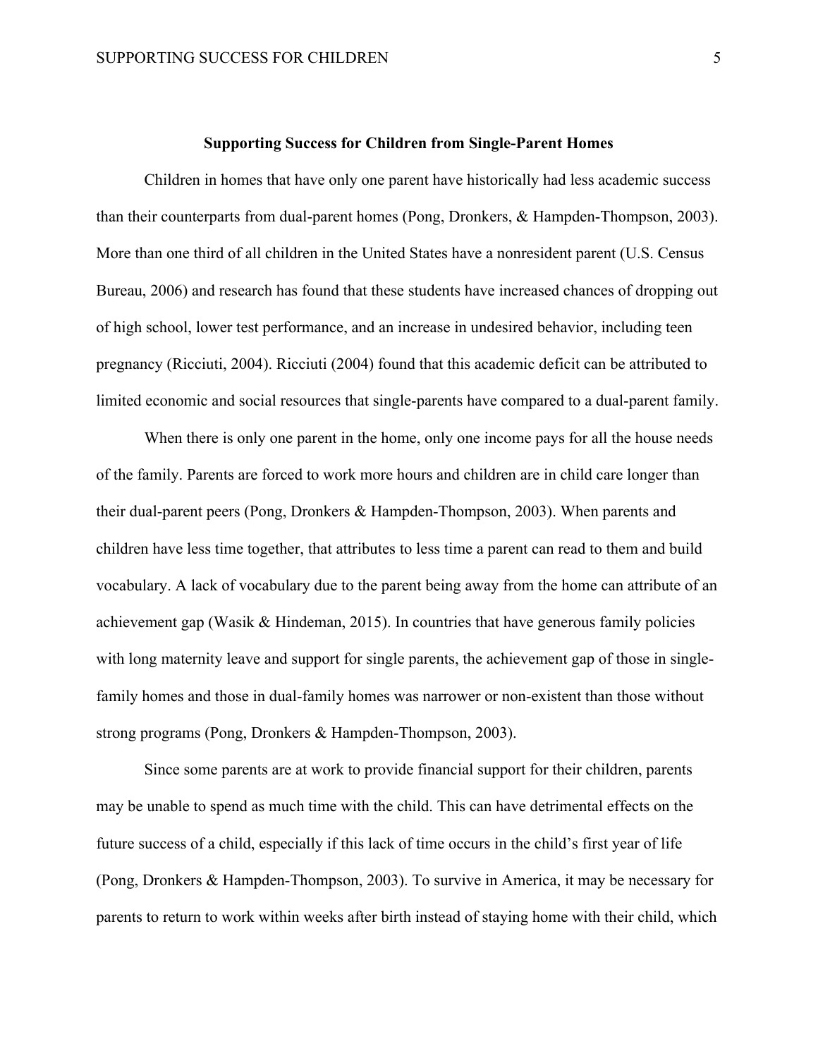## Supporting Success for Children from Single-Parent Homes

Children in homes that have only one parent have historically had less academic success than their counterparts from dual-parent homes (Pong, Dronkers, & Hampden-Thompson, 2003). More than one third of all children in the United States have a nonresident parent (U.S. Census Bureau, 2006) and research has found that these students have increased chances of dropping out of high school, lower test performance, and an increase in undesired behavior, including teen pregnancy (Ricciuti, 2004). Ricciuti (2004) found that this academic deficit can be attributed to limited economic and social resources that single-parents have compared to a dual-parent family.

When there is only one parent in the home, only one income pays for all the house needs of the family. Parents are forced to work more hours and children are in child care longer than their dual-parent peers (Pong, Dronkers & Hampden-Thompson, 2003). When parents and children have less time together, that attributes to less time a parent can read to them and build vocabulary. A lack of vocabulary due to the parent being away from the home can attribute of an achievement gap (Wasik & Hindeman, 2015). In countries that have generous family policies with long maternity leave and support for single parents, the achievement gap of those in single-family homes and those in dual-family homes was narrower or non-existent than those without strong programs (Pong, Dronkers & Hampden-Thompson, 2003).

Since some parents are at work to provide financial support for their children, parents may be unable to spend as much time with the child. This can have detrimental effects on the future success of a child, especially if this lack of time occurs in the child's first year of life (Pong, Dronkers & Hampden-Thompson, 2003). To survive in America, it may be necessary for parents to return to work within weeks after birth instead of staying home with their child, which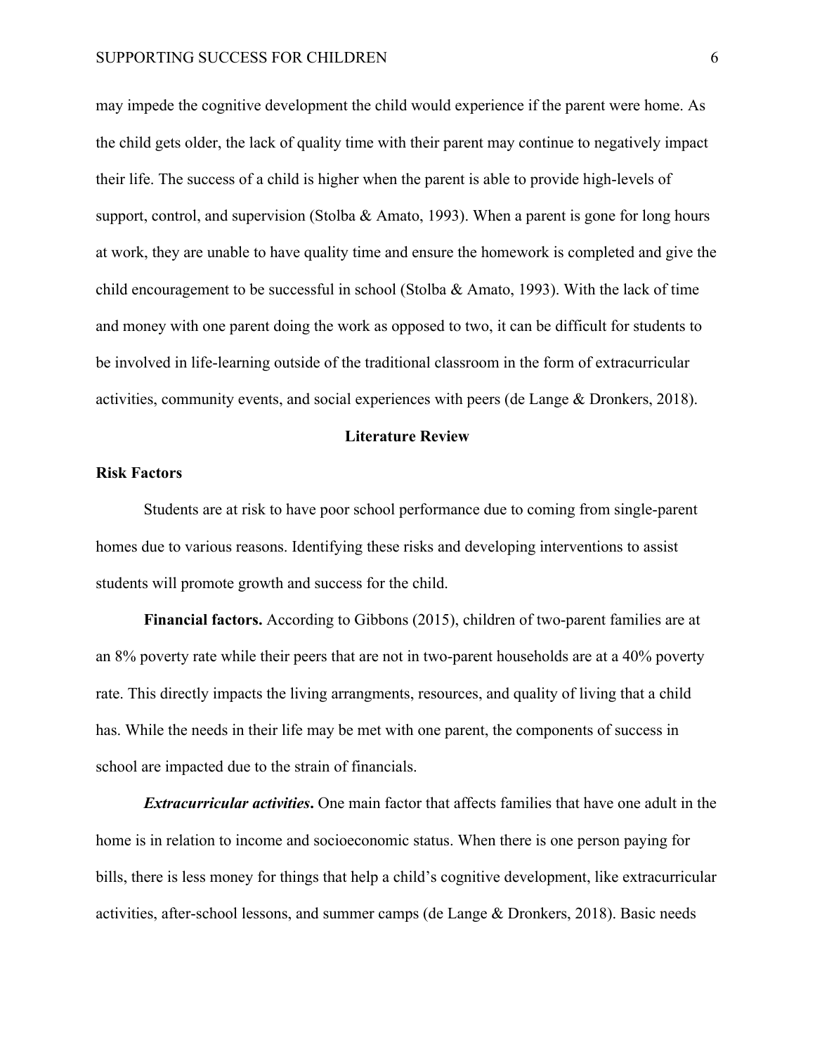may impede the cognitive development the child would experience if the parent were home. As the child gets older, the lack of quality time with their parent may continue to negatively impact their life. The success of a child is higher when the parent is able to provide high-levels of support, control, and supervision (Stolba & Amato, 1993). When a parent is gone for long hours at work, they are unable to have quality time and ensure the homework is completed and give the child encouragement to be successful in school (Stolba & Amato, 1993). With the lack of time and money with one parent doing the work as opposed to two, it can be difficult for students to be involved in life-learning outside of the traditional classroom in the form of extracurricular activities, community events, and social experiences with peers (de Lange & Dronkers, 2018).

## Literature Review

### Risk Factors

Students are at risk to have poor school performance due to coming from single-parent homes due to various reasons. Identifying these risks and developing interventions to assist students will promote growth and success for the child.

**Financial factors.** According to Gibbons (2015), children of two-parent families are at an 8% poverty rate while their peers that are not in two-parent households are at a 40% poverty rate. This directly impacts the living arrangments, resources, and quality of living that a child has. While the needs in their life may be met with one parent, the components of success in school are impacted due to the strain of financials.

***Extracurricular activities*.** One main factor that affects families that have one adult in the home is in relation to income and socioeconomic status. When there is one person paying for bills, there is less money for things that help a child's cognitive development, like extracurricular activities, after-school lessons, and summer camps (de Lange & Dronkers, 2018). Basic needs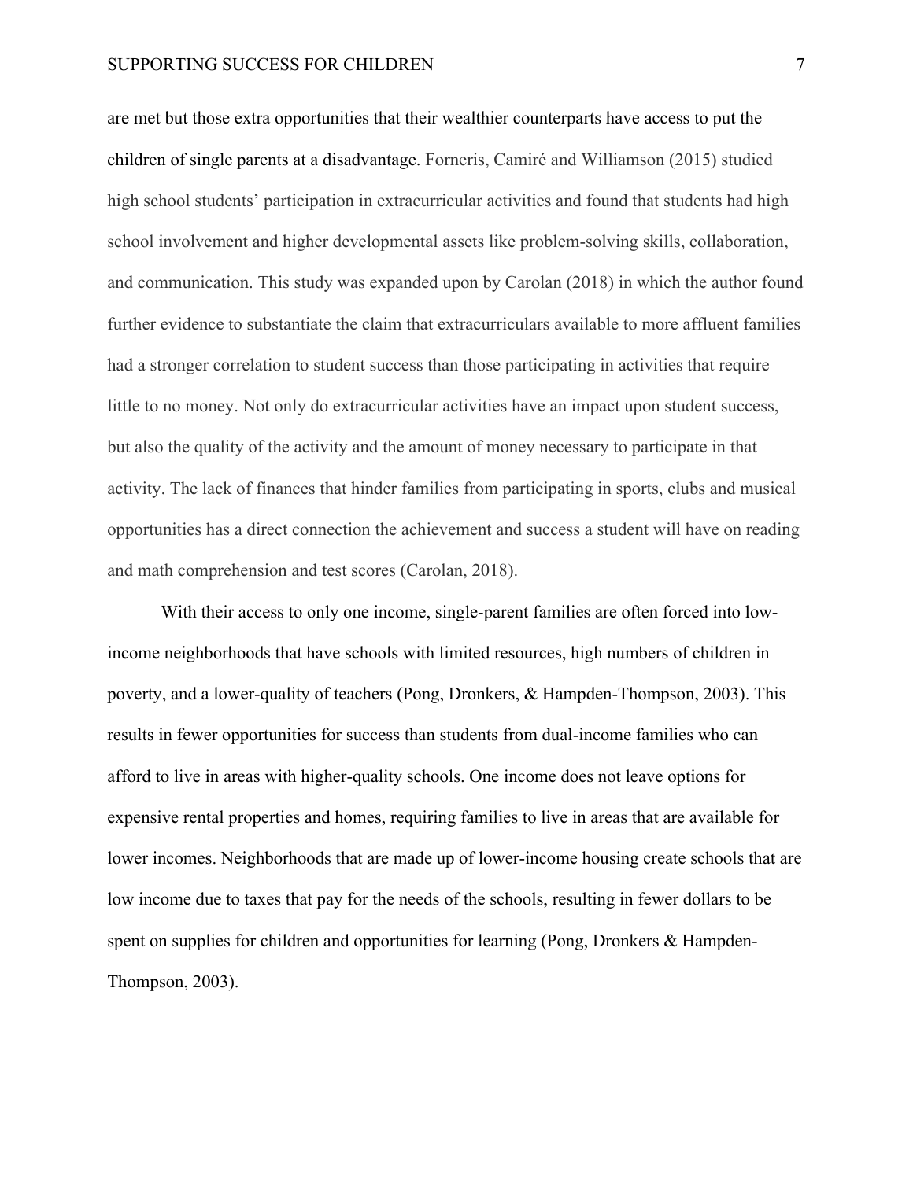are met but those extra opportunities that their wealthier counterparts have access to put the children of single parents at a disadvantage. Forneris, Camiré and Williamson (2015) studied high school students' participation in extracurricular activities and found that students had high school involvement and higher developmental assets like problem-solving skills, collaboration, and communication. This study was expanded upon by Carolan (2018) in which the author found further evidence to substantiate the claim that extracurriculars available to more affluent families had a stronger correlation to student success than those participating in activities that require little to no money. Not only do extracurricular activities have an impact upon student success, but also the quality of the activity and the amount of money necessary to participate in that activity. The lack of finances that hinder families from participating in sports, clubs and musical opportunities has a direct connection the achievement and success a student will have on reading and math comprehension and test scores (Carolan, 2018).

With their access to only one income, single-parent families are often forced into low-income neighborhoods that have schools with limited resources, high numbers of children in poverty, and a lower-quality of teachers (Pong, Dronkers, & Hampden-Thompson, 2003). This results in fewer opportunities for success than students from dual-income families who can afford to live in areas with higher-quality schools. One income does not leave options for expensive rental properties and homes, requiring families to live in areas that are available for lower incomes. Neighborhoods that are made up of lower-income housing create schools that are low income due to taxes that pay for the needs of the schools, resulting in fewer dollars to be spent on supplies for children and opportunities for learning (Pong, Dronkers & Hampden-Thompson, 2003).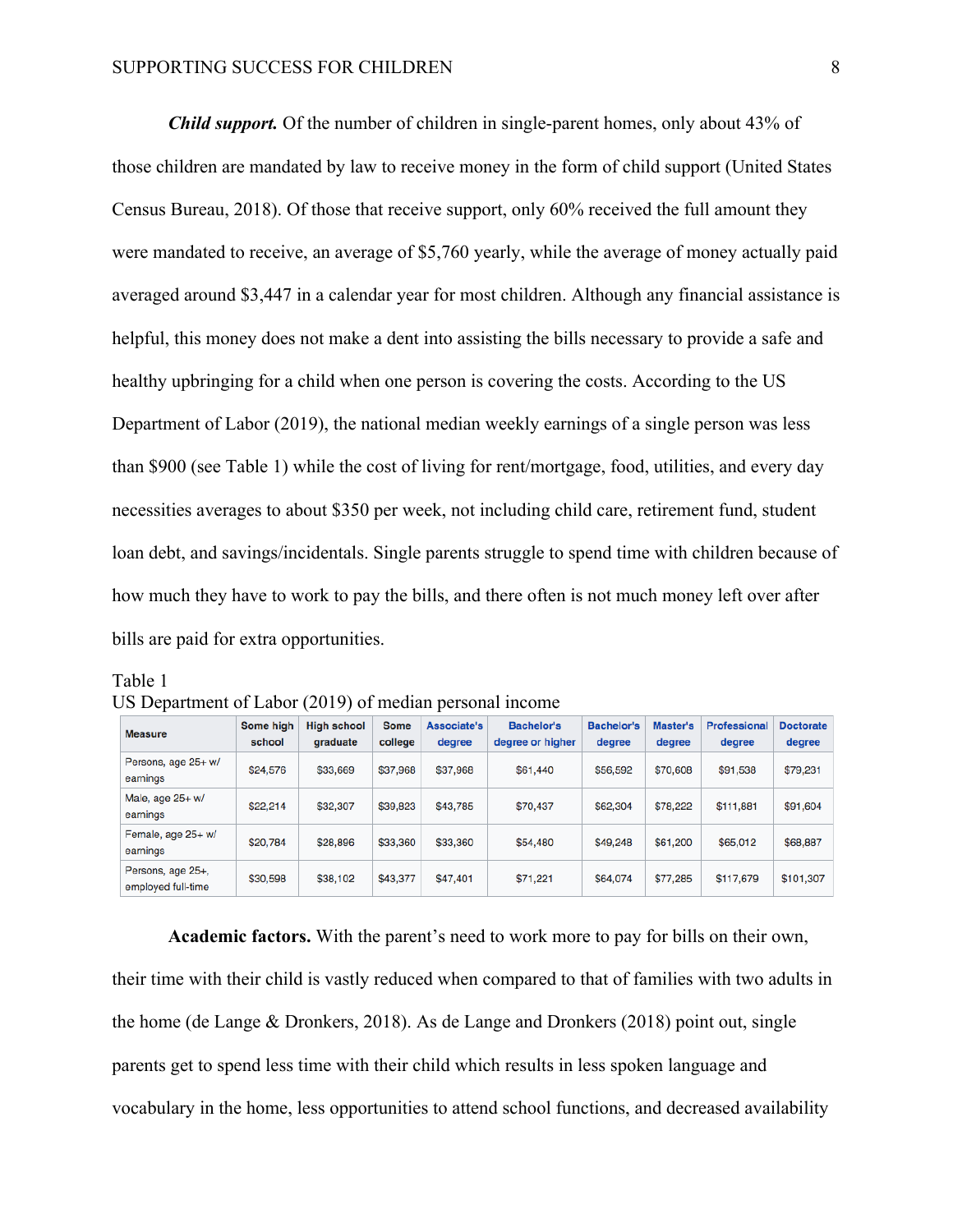***Child support.*** Of the number of children in single-parent homes, only about 43% of those children are mandated by law to receive money in the form of child support (United States Census Bureau, 2018). Of those that receive support, only 60% received the full amount they were mandated to receive, an average of $5,760 yearly, while the average of money actually paid averaged around $3,447 in a calendar year for most children. Although any financial assistance is helpful, this money does not make a dent into assisting the bills necessary to provide a safe and healthy upbringing for a child when one person is covering the costs. According to the US Department of Labor (2019), the national median weekly earnings of a single person was less than $900 (see Table 1) while the cost of living for rent/mortgage, food, utilities, and every day necessities averages to about $350 per week, not including child care, retirement fund, student loan debt, and savings/incidentals. Single parents struggle to spend time with children because of how much they have to work to pay the bills, and there often is not much money left over after bills are paid for extra opportunities.

Table 1
US Department of Labor (2019) of median personal income

| Measure | Some high school | High school graduate | Some college | Associate's degree | Bachelor's degree or higher | Bachelor's degree | Master's degree | Professional degree | Doctorate degree |
|---|---|---|---|---|---|---|---|---|---|
| Persons, age 25+ w/ earnings | $24,576 | $33,669 | $37,968 | $37,968 | $61,440 | $56,592 | $70,608 | $91,538 | $79,231 |
| Male, age 25+ w/ earnings | $22,214 | $32,307 | $39,823 | $43,785 | $70,437 | $62,304 | $78,222 | $111,881 | $91,604 |
| Female, age 25+ w/ earnings | $20,784 | $28,896 | $33,360 | $33,360 | $54,480 | $49,248 | $61,200 | $65,012 | $68,887 |
| Persons, age 25+, employed full-time | $30,598 | $38,102 | $43,377 | $47,401 | $71,221 | $64,074 | $77,285 | $117,679 | $101,307 |

**Academic factors.** With the parent's need to work more to pay for bills on their own, their time with their child is vastly reduced when compared to that of families with two adults in the home (de Lange & Dronkers, 2018). As de Lange and Dronkers (2018) point out, single parents get to spend less time with their child which results in less spoken language and vocabulary in the home, less opportunities to attend school functions, and decreased availability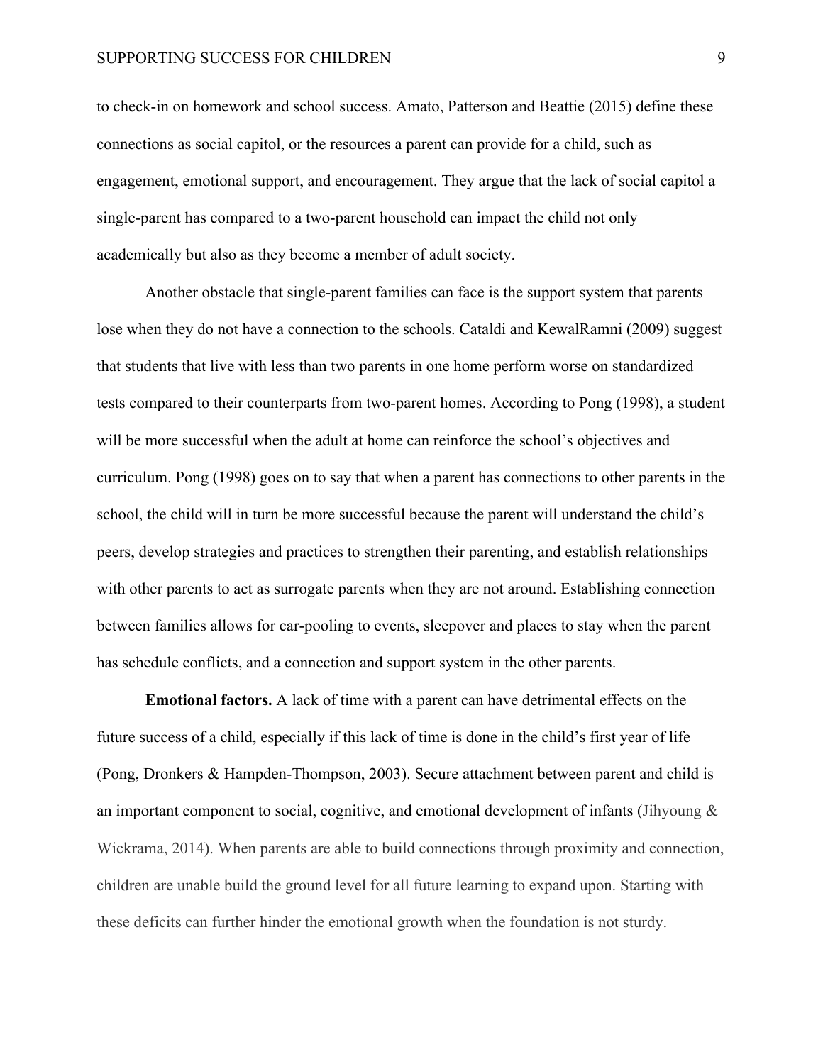to check-in on homework and school success. Amato, Patterson and Beattie (2015) define these connections as social capitol, or the resources a parent can provide for a child, such as engagement, emotional support, and encouragement. They argue that the lack of social capitol a single-parent has compared to a two-parent household can impact the child not only academically but also as they become a member of adult society.

Another obstacle that single-parent families can face is the support system that parents lose when they do not have a connection to the schools. Cataldi and KewalRamni (2009) suggest that students that live with less than two parents in one home perform worse on standardized tests compared to their counterparts from two-parent homes. According to Pong (1998), a student will be more successful when the adult at home can reinforce the school's objectives and curriculum. Pong (1998) goes on to say that when a parent has connections to other parents in the school, the child will in turn be more successful because the parent will understand the child's peers, develop strategies and practices to strengthen their parenting, and establish relationships with other parents to act as surrogate parents when they are not around. Establishing connection between families allows for car-pooling to events, sleepover and places to stay when the parent has schedule conflicts, and a connection and support system in the other parents.

**Emotional factors.** A lack of time with a parent can have detrimental effects on the future success of a child, especially if this lack of time is done in the child's first year of life (Pong, Dronkers & Hampden-Thompson, 2003). Secure attachment between parent and child is an important component to social, cognitive, and emotional development of infants (Jihyoung & Wickrama, 2014). When parents are able to build connections through proximity and connection, children are unable build the ground level for all future learning to expand upon. Starting with these deficits can further hinder the emotional growth when the foundation is not sturdy.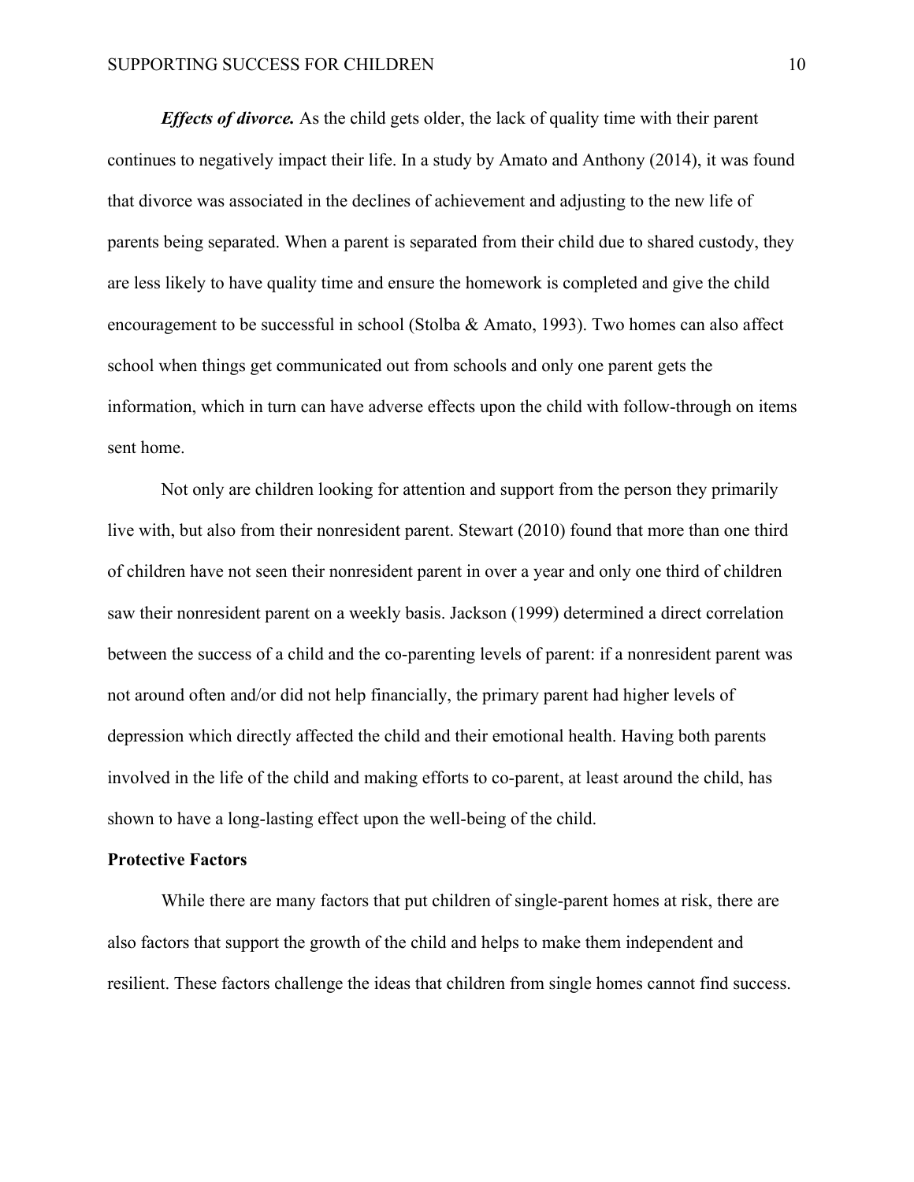***Effects of divorce.*** As the child gets older, the lack of quality time with their parent continues to negatively impact their life. In a study by Amato and Anthony (2014), it was found that divorce was associated in the declines of achievement and adjusting to the new life of parents being separated. When a parent is separated from their child due to shared custody, they are less likely to have quality time and ensure the homework is completed and give the child encouragement to be successful in school (Stolba & Amato, 1993). Two homes can also affect school when things get communicated out from schools and only one parent gets the information, which in turn can have adverse effects upon the child with follow-through on items sent home.

Not only are children looking for attention and support from the person they primarily live with, but also from their nonresident parent. Stewart (2010) found that more than one third of children have not seen their nonresident parent in over a year and only one third of children saw their nonresident parent on a weekly basis. Jackson (1999) determined a direct correlation between the success of a child and the co-parenting levels of parent: if a nonresident parent was not around often and/or did not help financially, the primary parent had higher levels of depression which directly affected the child and their emotional health. Having both parents involved in the life of the child and making efforts to co-parent, at least around the child, has shown to have a long-lasting effect upon the well-being of the child.

## Protective Factors

While there are many factors that put children of single-parent homes at risk, there are also factors that support the growth of the child and helps to make them independent and resilient. These factors challenge the ideas that children from single homes cannot find success.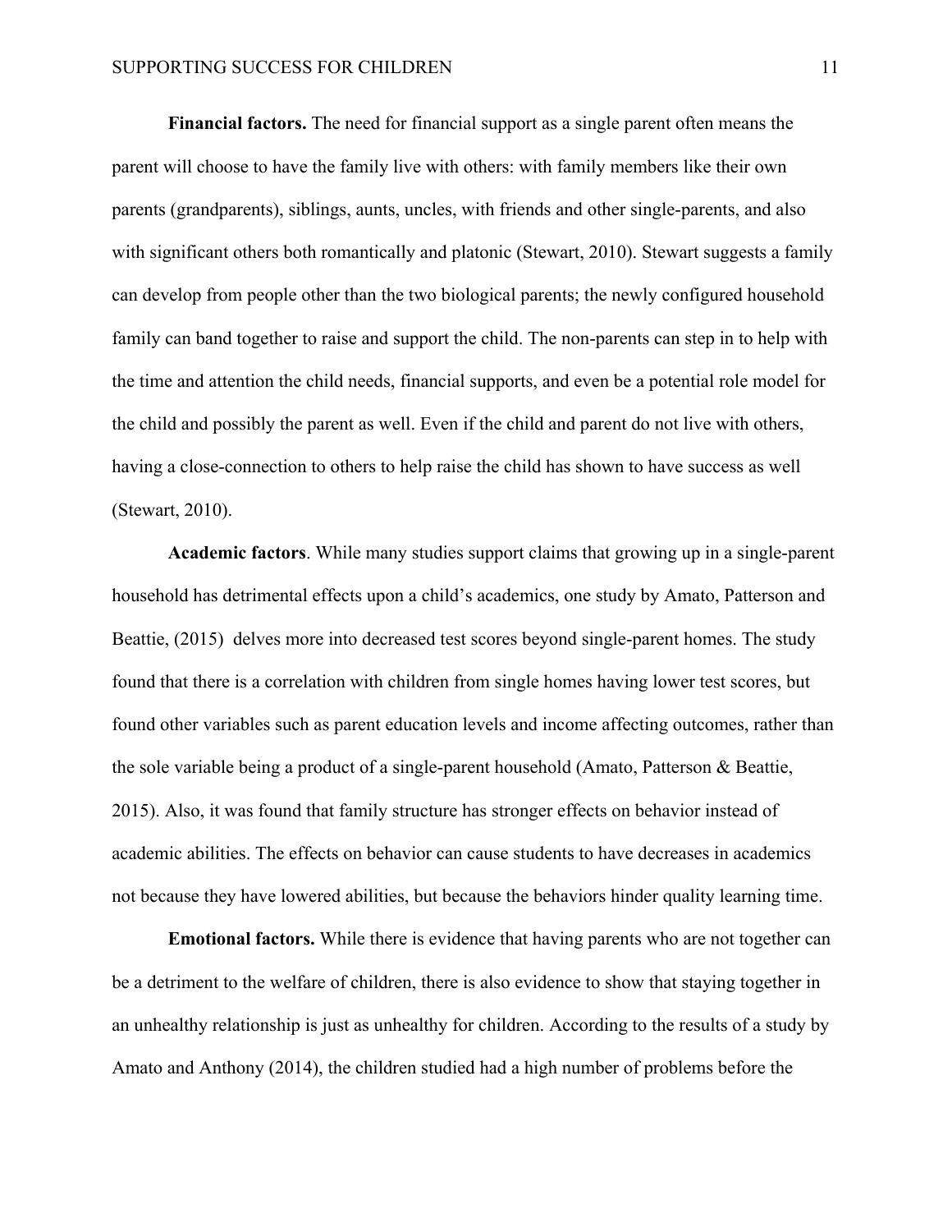**Financial factors.** The need for financial support as a single parent often means the parent will choose to have the family live with others: with family members like their own parents (grandparents), siblings, aunts, uncles, with friends and other single-parents, and also with significant others both romantically and platonic (Stewart, 2010). Stewart suggests a family can develop from people other than the two biological parents; the newly configured household family can band together to raise and support the child. The non-parents can step in to help with the time and attention the child needs, financial supports, and even be a potential role model for the child and possibly the parent as well. Even if the child and parent do not live with others, having a close-connection to others to help raise the child has shown to have success as well (Stewart, 2010).

**Academic factors**. While many studies support claims that growing up in a single-parent household has detrimental effects upon a child's academics, one study by Amato, Patterson and Beattie, (2015) delves more into decreased test scores beyond single-parent homes. The study found that there is a correlation with children from single homes having lower test scores, but found other variables such as parent education levels and income affecting outcomes, rather than the sole variable being a product of a single-parent household (Amato, Patterson & Beattie, 2015). Also, it was found that family structure has stronger effects on behavior instead of academic abilities. The effects on behavior can cause students to have decreases in academics not because they have lowered abilities, but because the behaviors hinder quality learning time.

**Emotional factors.** While there is evidence that having parents who are not together can be a detriment to the welfare of children, there is also evidence to show that staying together in an unhealthy relationship is just as unhealthy for children. According to the results of a study by Amato and Anthony (2014), the children studied had a high number of problems before the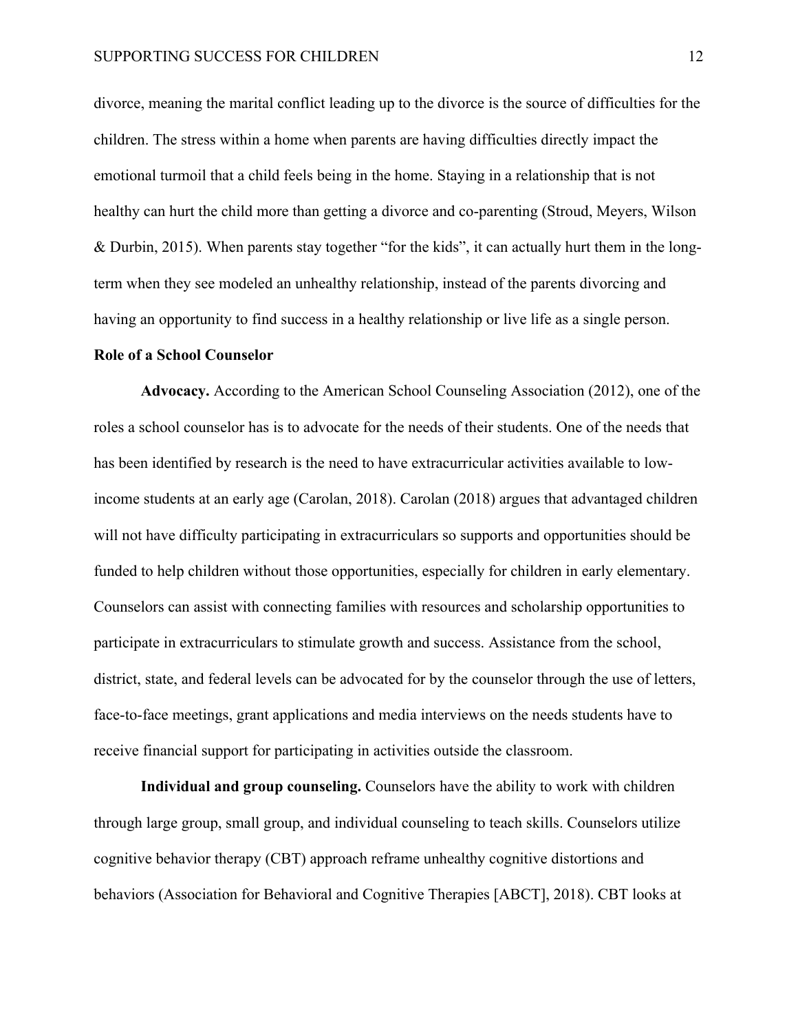divorce, meaning the marital conflict leading up to the divorce is the source of difficulties for the children. The stress within a home when parents are having difficulties directly impact the emotional turmoil that a child feels being in the home. Staying in a relationship that is not healthy can hurt the child more than getting a divorce and co-parenting (Stroud, Meyers, Wilson & Durbin, 2015). When parents stay together "for the kids", it can actually hurt them in the long-term when they see modeled an unhealthy relationship, instead of the parents divorcing and having an opportunity to find success in a healthy relationship or live life as a single person.

## Role of a School Counselor

**Advocacy.** According to the American School Counseling Association (2012), one of the roles a school counselor has is to advocate for the needs of their students. One of the needs that has been identified by research is the need to have extracurricular activities available to low-income students at an early age (Carolan, 2018). Carolan (2018) argues that advantaged children will not have difficulty participating in extracurriculars so supports and opportunities should be funded to help children without those opportunities, especially for children in early elementary. Counselors can assist with connecting families with resources and scholarship opportunities to participate in extracurriculars to stimulate growth and success. Assistance from the school, district, state, and federal levels can be advocated for by the counselor through the use of letters, face-to-face meetings, grant applications and media interviews on the needs students have to receive financial support for participating in activities outside the classroom.

**Individual and group counseling.** Counselors have the ability to work with children through large group, small group, and individual counseling to teach skills. Counselors utilize cognitive behavior therapy (CBT) approach reframe unhealthy cognitive distortions and behaviors (Association for Behavioral and Cognitive Therapies [ABCT], 2018). CBT looks at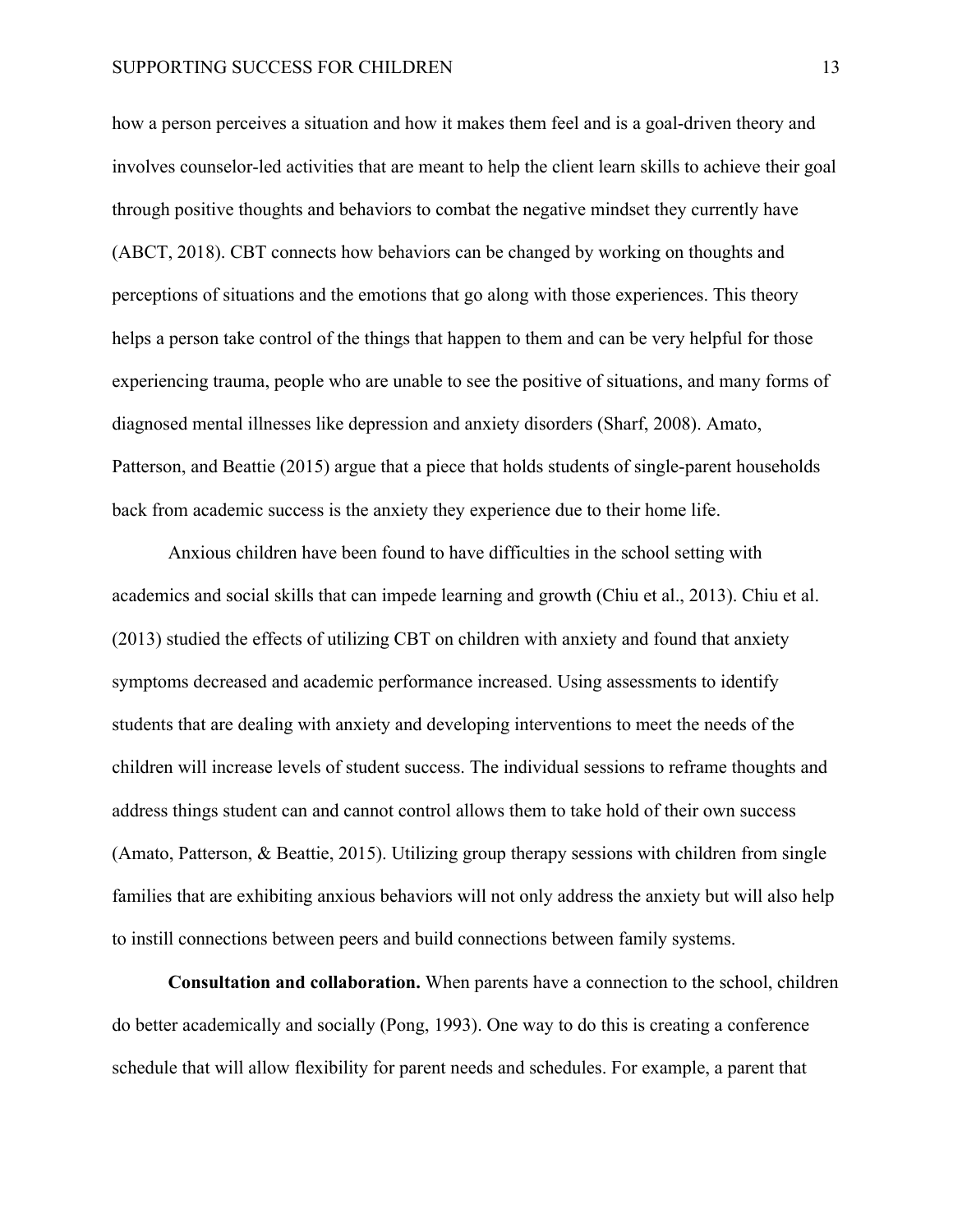how a person perceives a situation and how it makes them feel and is a goal-driven theory and involves counselor-led activities that are meant to help the client learn skills to achieve their goal through positive thoughts and behaviors to combat the negative mindset they currently have (ABCT, 2018). CBT connects how behaviors can be changed by working on thoughts and perceptions of situations and the emotions that go along with those experiences. This theory helps a person take control of the things that happen to them and can be very helpful for those experiencing trauma, people who are unable to see the positive of situations, and many forms of diagnosed mental illnesses like depression and anxiety disorders (Sharf, 2008). Amato, Patterson, and Beattie (2015) argue that a piece that holds students of single-parent households back from academic success is the anxiety they experience due to their home life.

Anxious children have been found to have difficulties in the school setting with academics and social skills that can impede learning and growth (Chiu et al., 2013). Chiu et al. (2013) studied the effects of utilizing CBT on children with anxiety and found that anxiety symptoms decreased and academic performance increased. Using assessments to identify students that are dealing with anxiety and developing interventions to meet the needs of the children will increase levels of student success. The individual sessions to reframe thoughts and address things student can and cannot control allows them to take hold of their own success (Amato, Patterson, & Beattie, 2015). Utilizing group therapy sessions with children from single families that are exhibiting anxious behaviors will not only address the anxiety but will also help to instill connections between peers and build connections between family systems.

**Consultation and collaboration.** When parents have a connection to the school, children do better academically and socially (Pong, 1993). One way to do this is creating a conference schedule that will allow flexibility for parent needs and schedules. For example, a parent that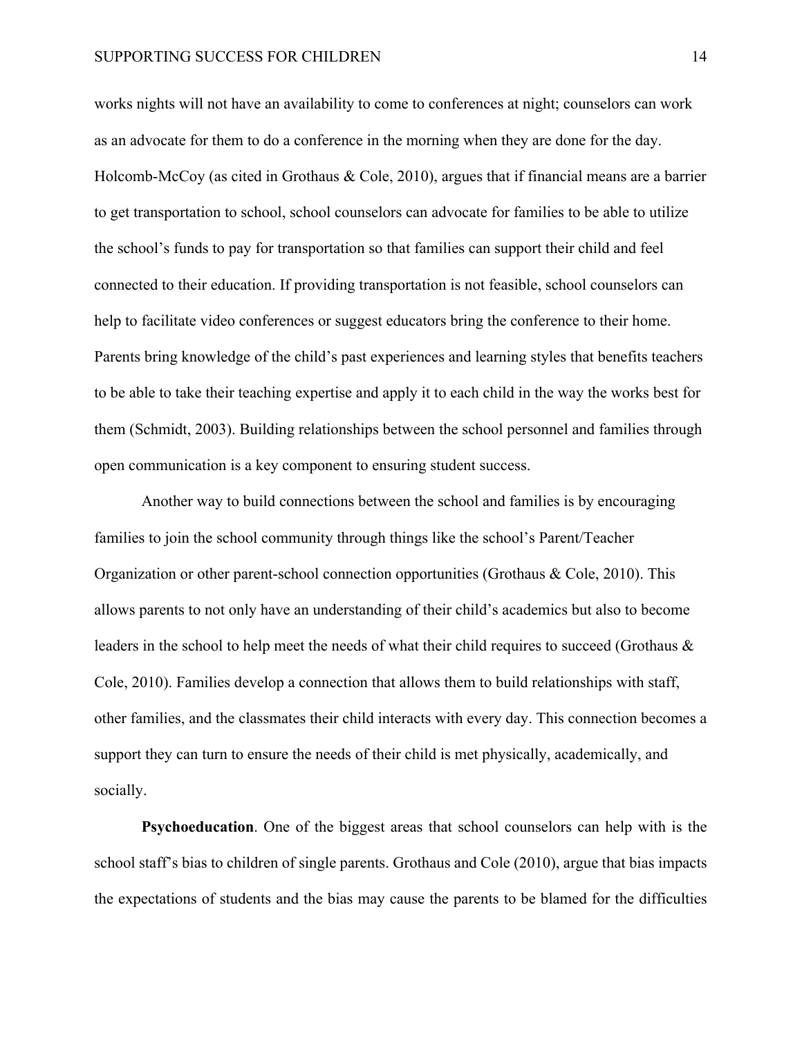works nights will not have an availability to come to conferences at night; counselors can work as an advocate for them to do a conference in the morning when they are done for the day. Holcomb-McCoy (as cited in Grothaus & Cole, 2010), argues that if financial means are a barrier to get transportation to school, school counselors can advocate for families to be able to utilize the school's funds to pay for transportation so that families can support their child and feel connected to their education. If providing transportation is not feasible, school counselors can help to facilitate video conferences or suggest educators bring the conference to their home. Parents bring knowledge of the child's past experiences and learning styles that benefits teachers to be able to take their teaching expertise and apply it to each child in the way the works best for them (Schmidt, 2003). Building relationships between the school personnel and families through open communication is a key component to ensuring student success.

Another way to build connections between the school and families is by encouraging families to join the school community through things like the school's Parent/Teacher Organization or other parent-school connection opportunities (Grothaus & Cole, 2010). This allows parents to not only have an understanding of their child's academics but also to become leaders in the school to help meet the needs of what their child requires to succeed (Grothaus & Cole, 2010). Families develop a connection that allows them to build relationships with staff, other families, and the classmates their child interacts with every day. This connection becomes a support they can turn to ensure the needs of their child is met physically, academically, and socially.

**Psychoeducation**. One of the biggest areas that school counselors can help with is the school staff's bias to children of single parents. Grothaus and Cole (2010), argue that bias impacts the expectations of students and the bias may cause the parents to be blamed for the difficulties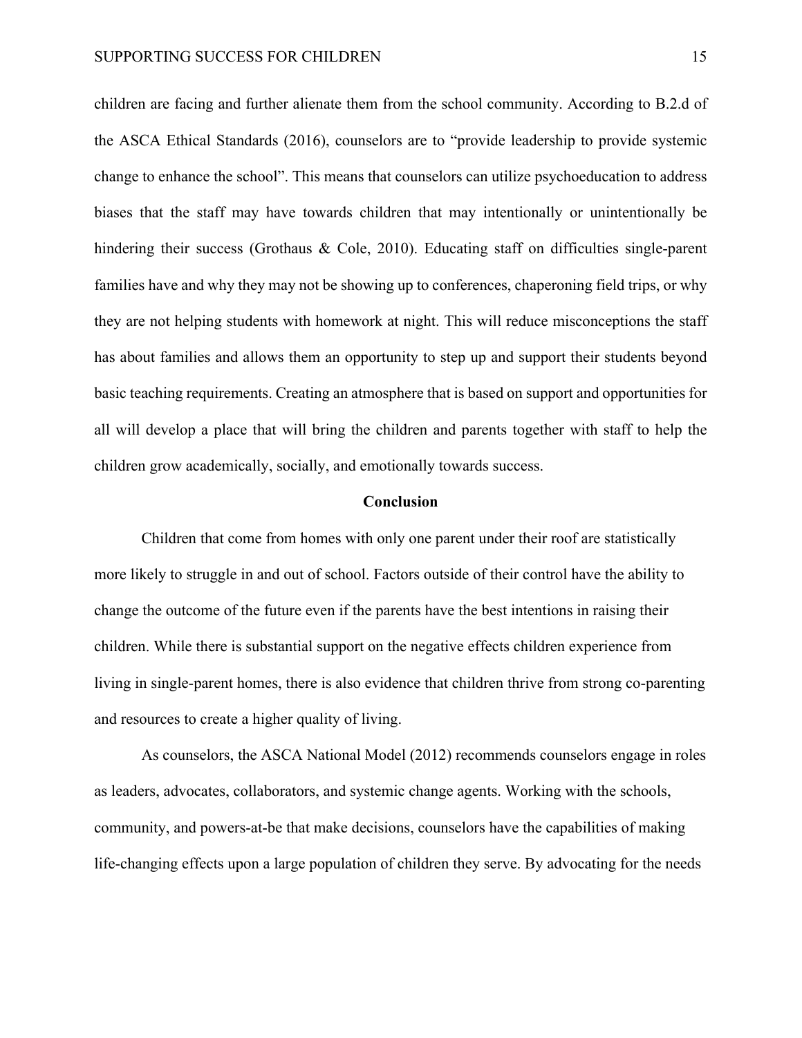children are facing and further alienate them from the school community. According to B.2.d of the ASCA Ethical Standards (2016), counselors are to "provide leadership to provide systemic change to enhance the school". This means that counselors can utilize psychoeducation to address biases that the staff may have towards children that may intentionally or unintentionally be hindering their success (Grothaus & Cole, 2010). Educating staff on difficulties single-parent families have and why they may not be showing up to conferences, chaperoning field trips, or why they are not helping students with homework at night. This will reduce misconceptions the staff has about families and allows them an opportunity to step up and support their students beyond basic teaching requirements. Creating an atmosphere that is based on support and opportunities for all will develop a place that will bring the children and parents together with staff to help the children grow academically, socially, and emotionally towards success.

## Conclusion

Children that come from homes with only one parent under their roof are statistically more likely to struggle in and out of school. Factors outside of their control have the ability to change the outcome of the future even if the parents have the best intentions in raising their children. While there is substantial support on the negative effects children experience from living in single-parent homes, there is also evidence that children thrive from strong co-parenting and resources to create a higher quality of living.

As counselors, the ASCA National Model (2012) recommends counselors engage in roles as leaders, advocates, collaborators, and systemic change agents. Working with the schools, community, and powers-at-be that make decisions, counselors have the capabilities of making life-changing effects upon a large population of children they serve. By advocating for the needs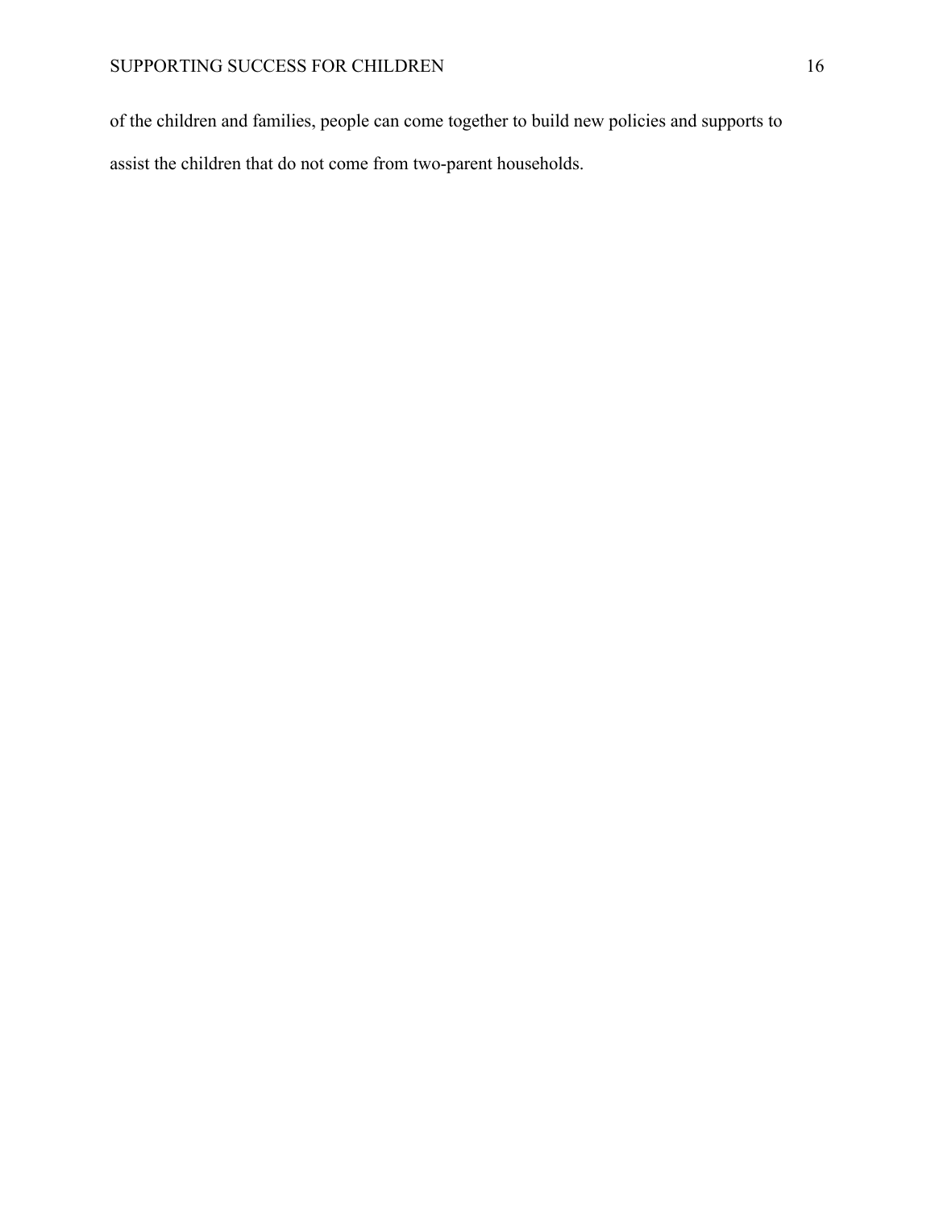of the children and families, people can come together to build new policies and supports to assist the children that do not come from two-parent households.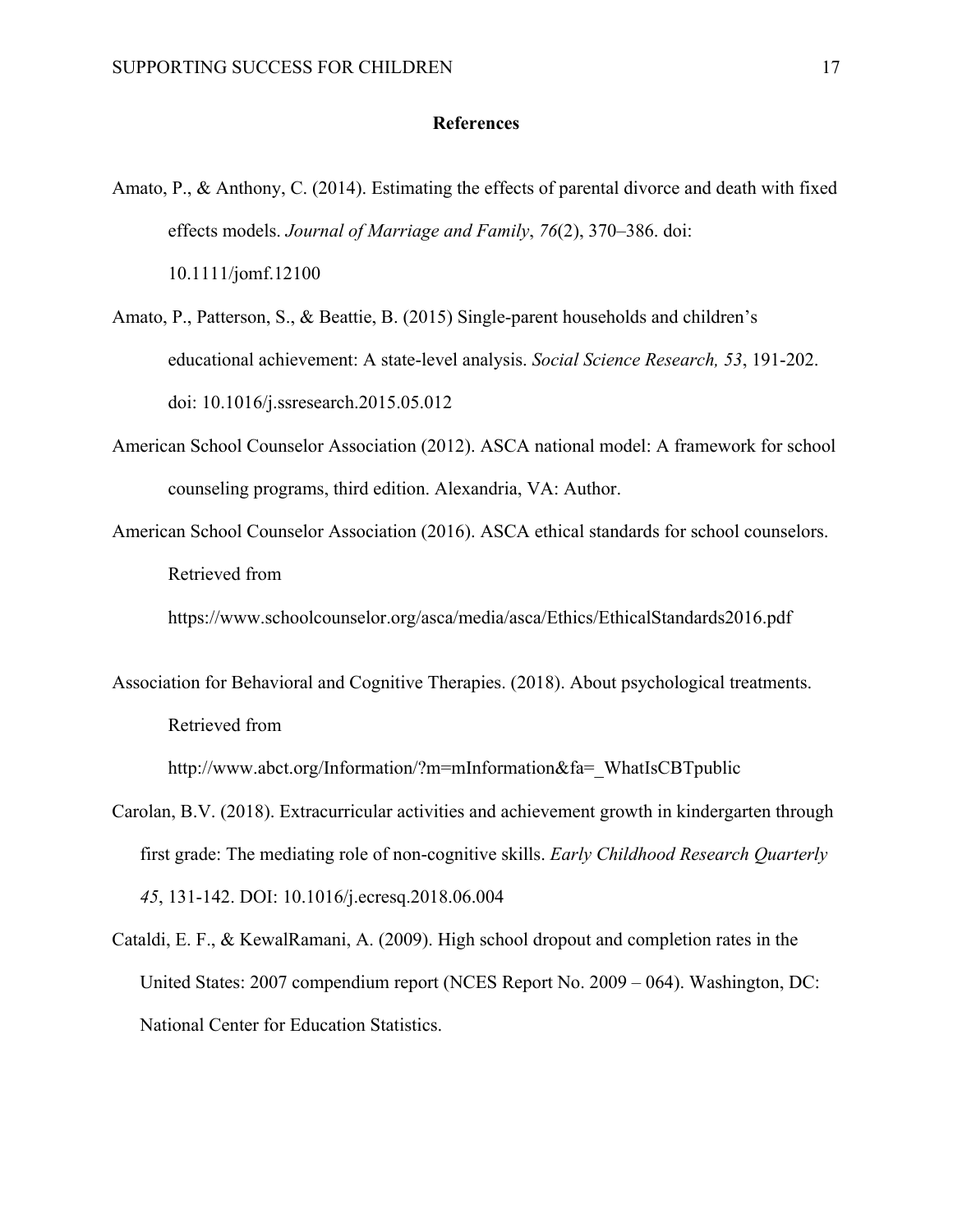# References

Amato, P., & Anthony, C. (2014). Estimating the effects of parental divorce and death with fixed effects models. *Journal of Marriage and Family*, *76*(2), 370–386. doi: 10.1111/jomf.12100

Amato, P., Patterson, S., & Beattie, B. (2015) Single-parent households and children's educational achievement: A state-level analysis. *Social Science Research, 53*, 191-202. doi: 10.1016/j.ssresearch.2015.05.012

American School Counselor Association (2012). ASCA national model: A framework for school counseling programs, third edition. Alexandria, VA: Author.

American School Counselor Association (2016). ASCA ethical standards for school counselors. Retrieved from https://www.schoolcounselor.org/asca/media/asca/Ethics/EthicalStandards2016.pdf

Association for Behavioral and Cognitive Therapies. (2018). About psychological treatments. Retrieved from http://www.abct.org/Information/?m=mInformation&fa=_WhatIsCBTpublic

Carolan, B.V. (2018). Extracurricular activities and achievement growth in kindergarten through first grade: The mediating role of non-cognitive skills. *Early Childhood Research Quarterly 45*, 131-142. DOI: 10.1016/j.ecresq.2018.06.004

Cataldi, E. F., & KewalRamani, A. (2009). High school dropout and completion rates in the United States: 2007 compendium report (NCES Report No. 2009 – 064). Washington, DC: National Center for Education Statistics.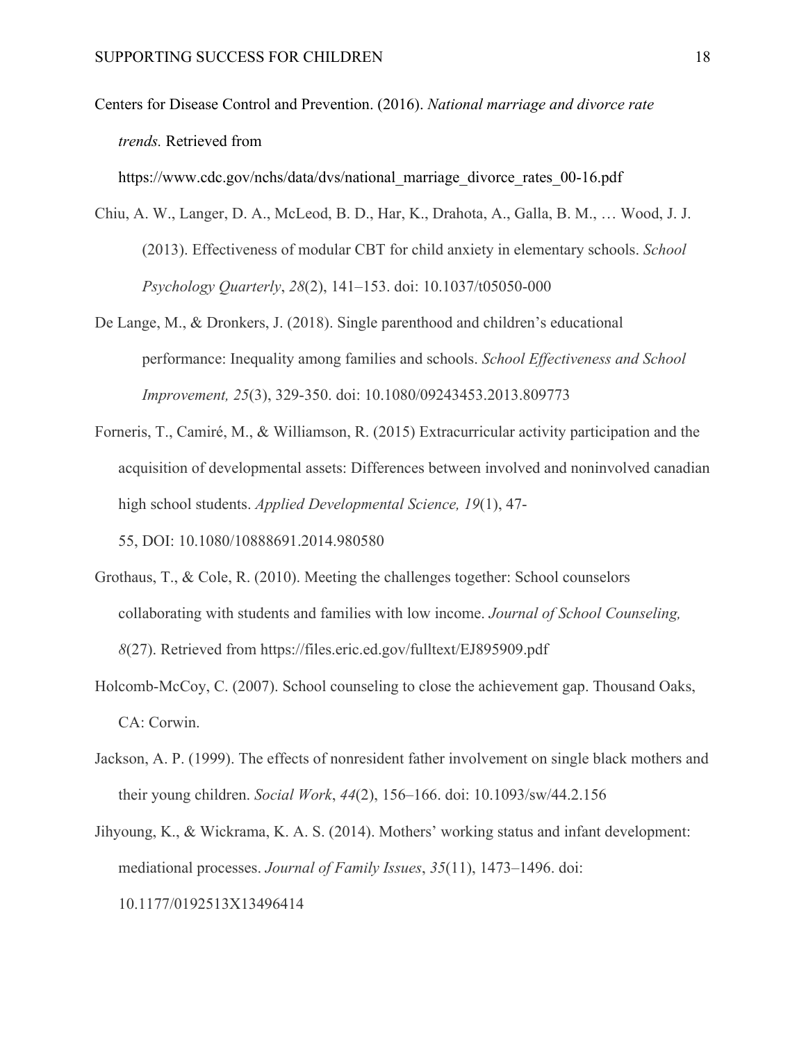Centers for Disease Control and Prevention. (2016). *National marriage and divorce rate trends.* Retrieved from https://www.cdc.gov/nchs/data/dvs/national_marriage_divorce_rates_00-16.pdf

Chiu, A. W., Langer, D. A., McLeod, B. D., Har, K., Drahota, A., Galla, B. M., … Wood, J. J. (2013). Effectiveness of modular CBT for child anxiety in elementary schools. *School Psychology Quarterly*, *28*(2), 141–153. doi: 10.1037/t05050-000

De Lange, M., & Dronkers, J. (2018). Single parenthood and children's educational performance: Inequality among families and schools. *School Effectiveness and School Improvement, 25*(3), 329-350. doi: 10.1080/09243453.2013.809773

Forneris, T., Camiré, M., & Williamson, R. (2015) Extracurricular activity participation and the acquisition of developmental assets: Differences between involved and noninvolved canadian high school students. *Applied Developmental Science, 19*(1), 47-55, DOI: 10.1080/10888691.2014.980580

Grothaus, T., & Cole, R. (2010). Meeting the challenges together: School counselors collaborating with students and families with low income. *Journal of School Counseling, 8*(27). Retrieved from https://files.eric.ed.gov/fulltext/EJ895909.pdf

Holcomb-McCoy, C. (2007). School counseling to close the achievement gap. Thousand Oaks, CA: Corwin.

Jackson, A. P. (1999). The effects of nonresident father involvement on single black mothers and their young children. *Social Work*, *44*(2), 156–166. doi: 10.1093/sw/44.2.156

Jihyoung, K., & Wickrama, K. A. S. (2014). Mothers' working status and infant development: mediational processes. *Journal of Family Issues*, *35*(11), 1473–1496. doi: 10.1177/0192513X13496414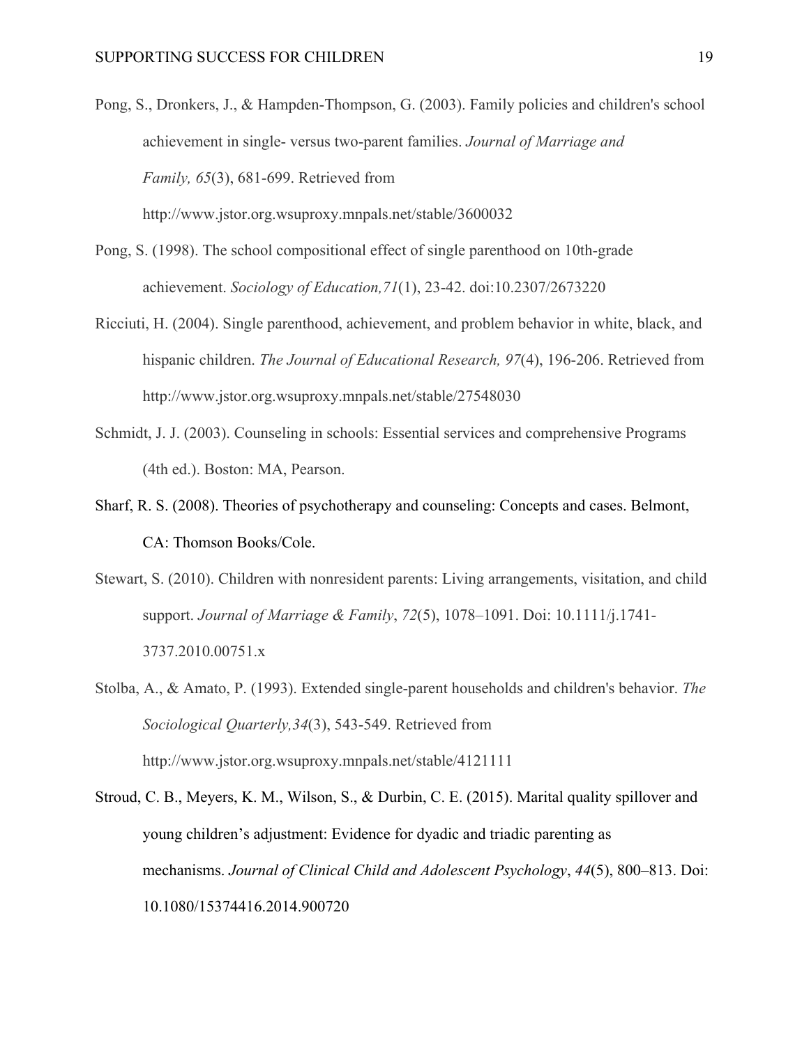Pong, S., Dronkers, J., & Hampden-Thompson, G. (2003). Family policies and children's school achievement in single- versus two-parent families. *Journal of Marriage and Family, 65*(3), 681-699. Retrieved from http://www.jstor.org.wsuproxy.mnpals.net/stable/3600032

Pong, S. (1998). The school compositional effect of single parenthood on 10th-grade achievement. *Sociology of Education,71*(1), 23-42. doi:10.2307/2673220

Ricciuti, H. (2004). Single parenthood, achievement, and problem behavior in white, black, and hispanic children. *The Journal of Educational Research, 97*(4), 196-206. Retrieved from http://www.jstor.org.wsuproxy.mnpals.net/stable/27548030

Schmidt, J. J. (2003). Counseling in schools: Essential services and comprehensive Programs (4th ed.). Boston: MA, Pearson.

Sharf, R. S. (2008). Theories of psychotherapy and counseling: Concepts and cases. Belmont, CA: Thomson Books/Cole.

Stewart, S. (2010). Children with nonresident parents: Living arrangements, visitation, and child support. *Journal of Marriage & Family*, *72*(5), 1078–1091. Doi: 10.1111/j.1741-3737.2010.00751.x

Stolba, A., & Amato, P. (1993). Extended single-parent households and children's behavior. *The Sociological Quarterly,34*(3), 543-549. Retrieved from http://www.jstor.org.wsuproxy.mnpals.net/stable/4121111

Stroud, C. B., Meyers, K. M., Wilson, S., & Durbin, C. E. (2015). Marital quality spillover and young children's adjustment: Evidence for dyadic and triadic parenting as mechanisms. *Journal of Clinical Child and Adolescent Psychology*, *44*(5), 800–813. Doi: 10.1080/15374416.2014.900720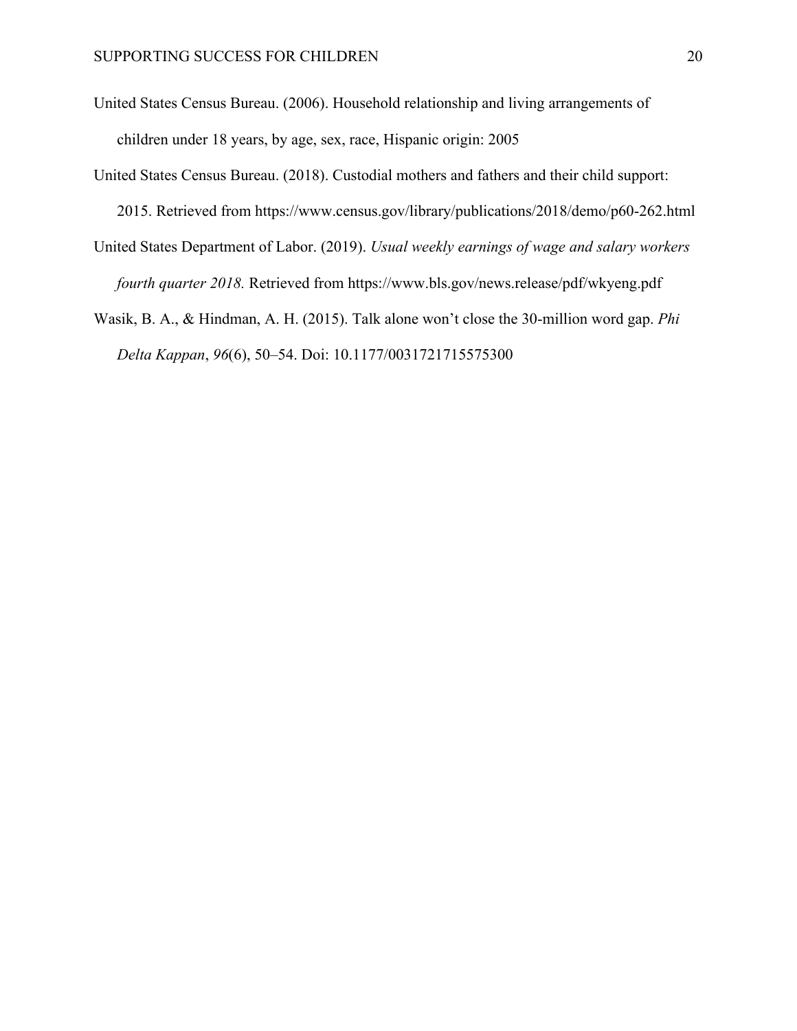United States Census Bureau. (2006). Household relationship and living arrangements of children under 18 years, by age, sex, race, Hispanic origin: 2005

United States Census Bureau. (2018). Custodial mothers and fathers and their child support: 2015. Retrieved from https://www.census.gov/library/publications/2018/demo/p60-262.html

United States Department of Labor. (2019). *Usual weekly earnings of wage and salary workers fourth quarter 2018.* Retrieved from https://www.bls.gov/news.release/pdf/wkyeng.pdf

Wasik, B. A., & Hindman, A. H. (2015). Talk alone won't close the 30-million word gap. *Phi Delta Kappan*, *96*(6), 50–54. Doi: 10.1177/0031721715575300